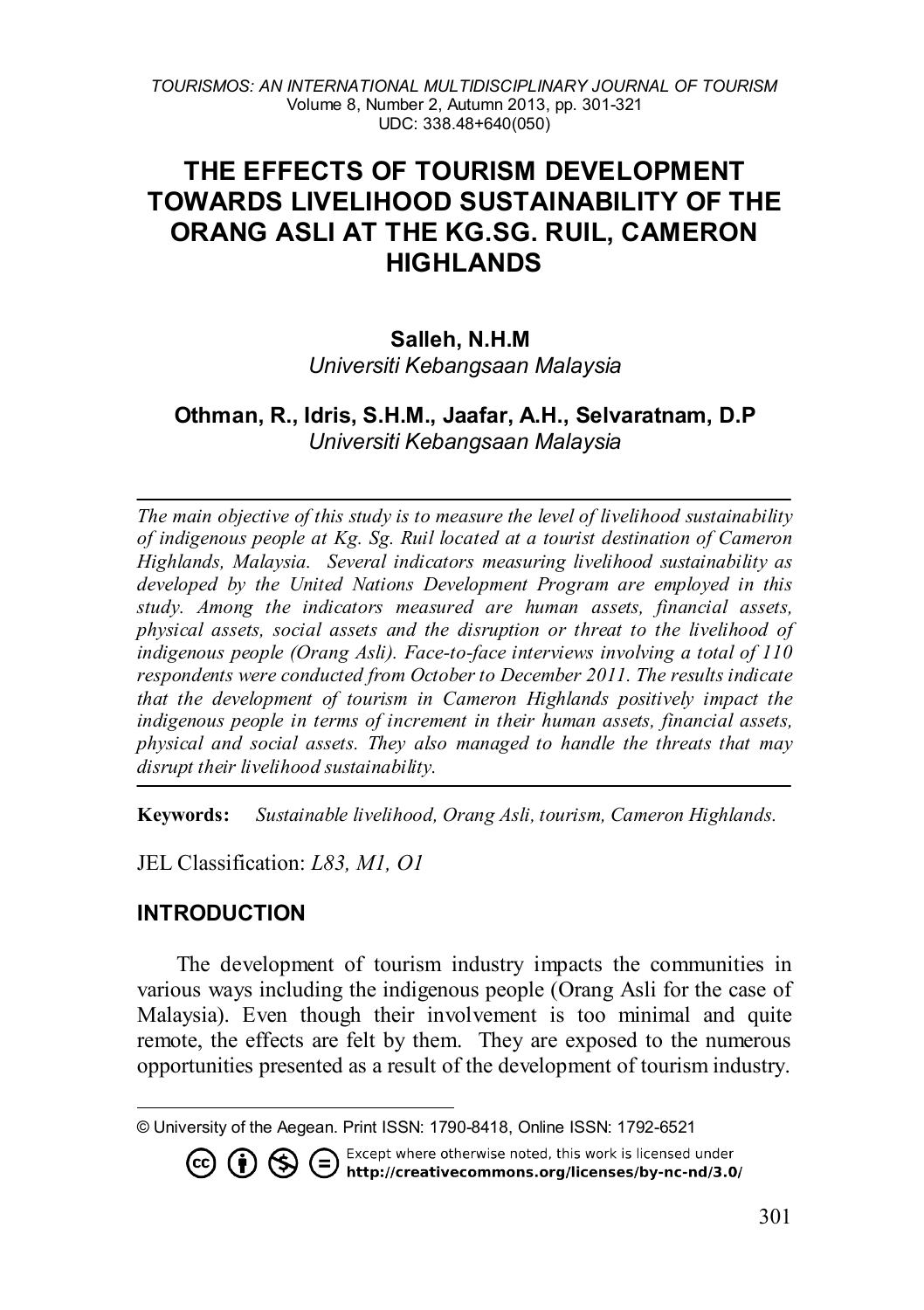# THE EFFECTS OF TOURISM DEVELOPMENT TOWARDS LIVELIHOOD SUSTAINABILITY OF THE ORANG ASLI AT THE KG.SG. RUIL, CAMERON HIGHLANDS

**Salleh, N.H.M**
*Universiti Kebangsaan Malaysia*

**Othman, R., Idris, S.H.M., Jaafar, A.H., Selvaratnam, D.P**
*Universiti Kebangsaan Malaysia*

---

*The main objective of this study is to measure the level of livelihood sustainability of indigenous people at Kg. Sg. Ruil located at a tourist destination of Cameron Highlands, Malaysia. Several indicators measuring livelihood sustainability as developed by the United Nations Development Program are employed in this study. Among the indicators measured are human assets, financial assets, physical assets, social assets and the disruption or threat to the livelihood of indigenous people (Orang Asli). Face-to-face interviews involving a total of 110 respondents were conducted from October to December 2011. The results indicate that the development of tourism in Cameron Highlands positively impact the indigenous people in terms of increment in their human assets, financial assets, physical and social assets. They also managed to handle the threats that may disrupt their livelihood sustainability.*

---

**Keywords:** *Sustainable livelihood, Orang Asli, tourism, Cameron Highlands.*

JEL Classification: *L83, M1, O1*

## INTRODUCTION

The development of tourism industry impacts the communities in various ways including the indigenous people (Orang Asli for the case of Malaysia). Even though their involvement is too minimal and quite remote, the effects are felt by them. They are exposed to the numerous opportunities presented as a result of the development of tourism industry.

---

© University of the Aegean. Print ISSN: 1790-8418, Online ISSN: 1792-6521

Except where otherwise noted, this work is licensed under http://creativecommons.org/licenses/by-nc-nd/3.0/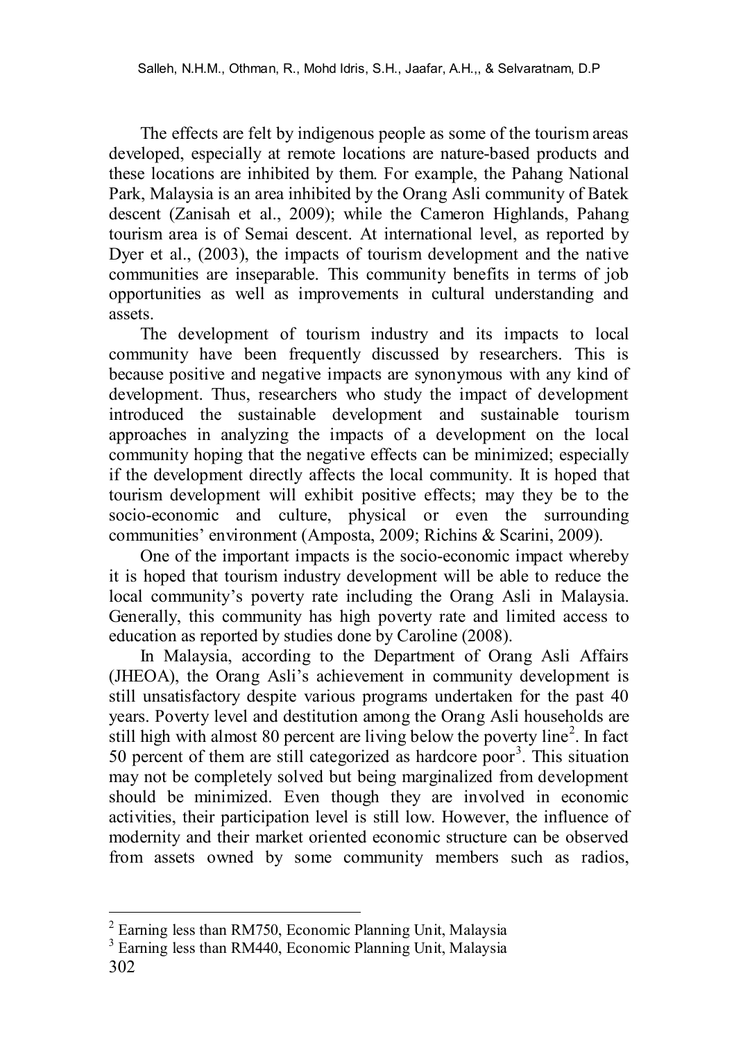The effects are felt by indigenous people as some of the tourism areas developed, especially at remote locations are nature-based products and these locations are inhibited by them. For example, the Pahang National Park, Malaysia is an area inhibited by the Orang Asli community of Batek descent (Zanisah et al., 2009); while the Cameron Highlands, Pahang tourism area is of Semai descent. At international level, as reported by Dyer et al., (2003), the impacts of tourism development and the native communities are inseparable. This community benefits in terms of job opportunities as well as improvements in cultural understanding and assets.

The development of tourism industry and its impacts to local community have been frequently discussed by researchers. This is because positive and negative impacts are synonymous with any kind of development. Thus, researchers who study the impact of development introduced the sustainable development and sustainable tourism approaches in analyzing the impacts of a development on the local community hoping that the negative effects can be minimized; especially if the development directly affects the local community. It is hoped that tourism development will exhibit positive effects; may they be to the socio-economic and culture, physical or even the surrounding communities' environment (Amposta, 2009; Richins & Scarini, 2009).

One of the important impacts is the socio-economic impact whereby it is hoped that tourism industry development will be able to reduce the local community's poverty rate including the Orang Asli in Malaysia. Generally, this community has high poverty rate and limited access to education as reported by studies done by Caroline (2008).

In Malaysia, according to the Department of Orang Asli Affairs (JHEOA), the Orang Asli's achievement in community development is still unsatisfactory despite various programs undertaken for the past 40 years. Poverty level and destitution among the Orang Asli households are still high with almost 80 percent are living below the poverty line[2]. In fact 50 percent of them are still categorized as hardcore poor[3]. This situation may not be completely solved but being marginalized from development should be minimized. Even though they are involved in economic activities, their participation level is still low. However, the influence of modernity and their market oriented economic structure can be observed from assets owned by some community members such as radios,

---

[2] Earning less than RM750, Economic Planning Unit, Malaysia

[3] Earning less than RM440, Economic Planning Unit, Malaysia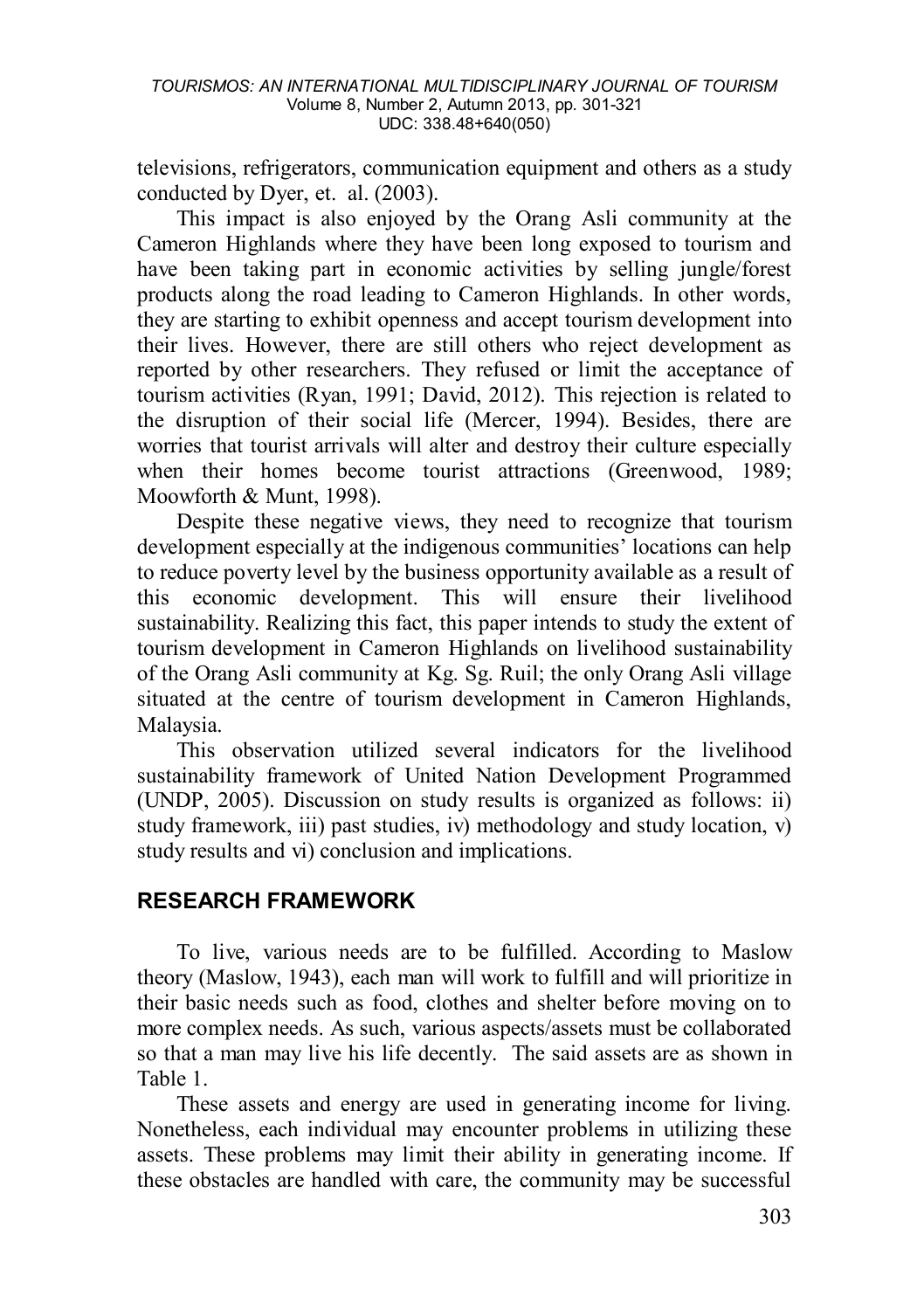televisions, refrigerators, communication equipment and others as a study conducted by Dyer, et. al. (2003).

This impact is also enjoyed by the Orang Asli community at the Cameron Highlands where they have been long exposed to tourism and have been taking part in economic activities by selling jungle/forest products along the road leading to Cameron Highlands. In other words, they are starting to exhibit openness and accept tourism development into their lives. However, there are still others who reject development as reported by other researchers. They refused or limit the acceptance of tourism activities (Ryan, 1991; David, 2012). This rejection is related to the disruption of their social life (Mercer, 1994). Besides, there are worries that tourist arrivals will alter and destroy their culture especially when their homes become tourist attractions (Greenwood, 1989; Moowforth & Munt, 1998).

Despite these negative views, they need to recognize that tourism development especially at the indigenous communities' locations can help to reduce poverty level by the business opportunity available as a result of this economic development. This will ensure their livelihood sustainability. Realizing this fact, this paper intends to study the extent of tourism development in Cameron Highlands on livelihood sustainability of the Orang Asli community at Kg. Sg. Ruil; the only Orang Asli village situated at the centre of tourism development in Cameron Highlands, Malaysia.

This observation utilized several indicators for the livelihood sustainability framework of United Nation Development Programmed (UNDP, 2005). Discussion on study results is organized as follows: ii) study framework, iii) past studies, iv) methodology and study location, v) study results and vi) conclusion and implications.

## RESEARCH FRAMEWORK

To live, various needs are to be fulfilled. According to Maslow theory (Maslow, 1943), each man will work to fulfill and will prioritize in their basic needs such as food, clothes and shelter before moving on to more complex needs. As such, various aspects/assets must be collaborated so that a man may live his life decently. The said assets are as shown in Table 1.

These assets and energy are used in generating income for living. Nonetheless, each individual may encounter problems in utilizing these assets. These problems may limit their ability in generating income. If these obstacles are handled with care, the community may be successful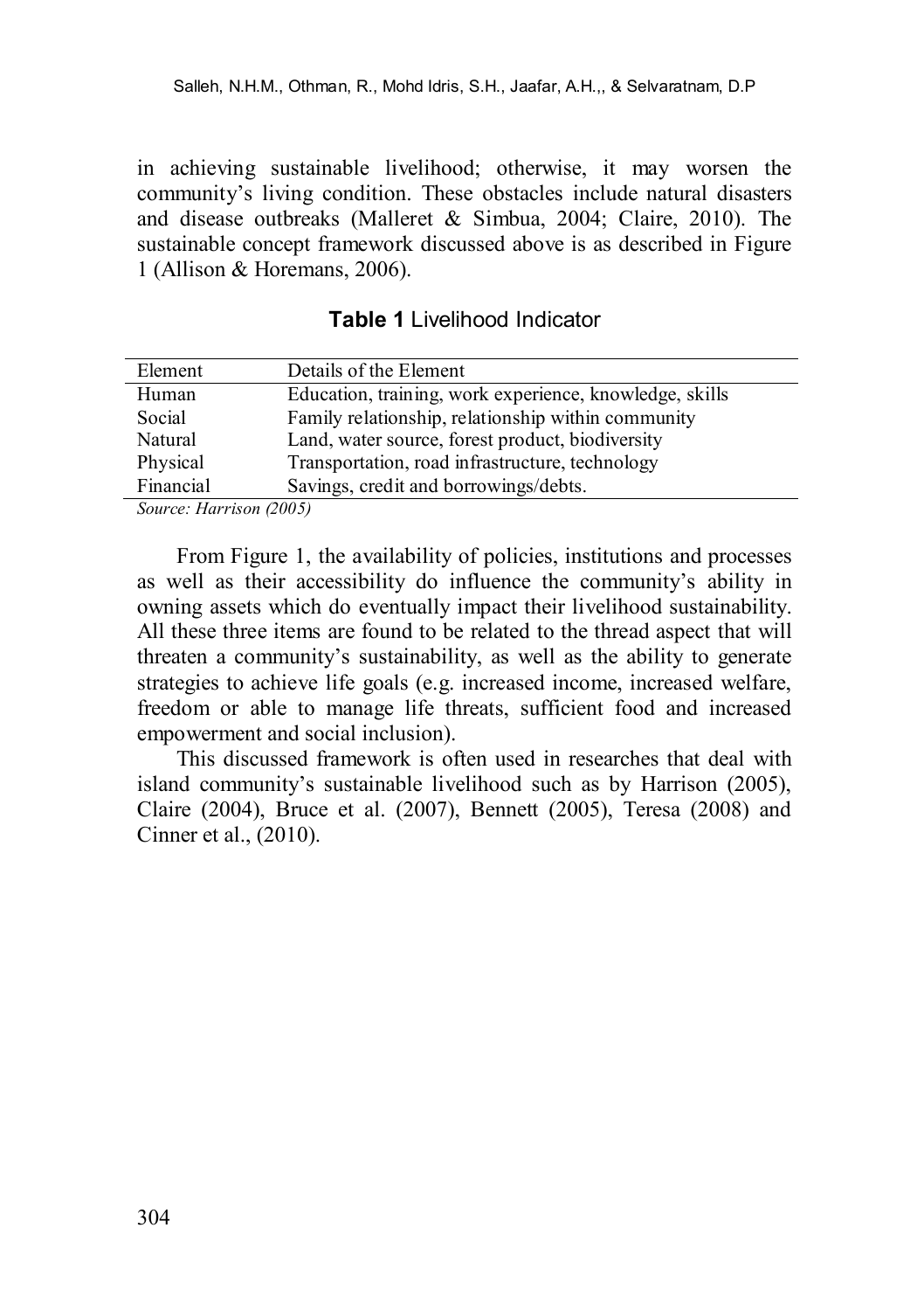in achieving sustainable livelihood; otherwise, it may worsen the community's living condition. These obstacles include natural disasters and disease outbreaks (Malleret & Simbua, 2004; Claire, 2010). The sustainable concept framework discussed above is as described in Figure 1 (Allison & Horemans, 2006).

**Table 1** Livelihood Indicator

| Element | Details of the Element |
|---|---|
| Human | Education, training, work experience, knowledge, skills |
| Social | Family relationship, relationship within community |
| Natural | Land, water source, forest product, biodiversity |
| Physical | Transportation, road infrastructure, technology |
| Financial | Savings, credit and borrowings/debts. |

*Source: Harrison (2005)*

From Figure 1, the availability of policies, institutions and processes as well as their accessibility do influence the community's ability in owning assets which do eventually impact their livelihood sustainability. All these three items are found to be related to the thread aspect that will threaten a community's sustainability, as well as the ability to generate strategies to achieve life goals (e.g. increased income, increased welfare, freedom or able to manage life threats, sufficient food and increased empowerment and social inclusion).

This discussed framework is often used in researches that deal with island community's sustainable livelihood such as by Harrison (2005), Claire (2004), Bruce et al. (2007), Bennett (2005), Teresa (2008) and Cinner et al., (2010).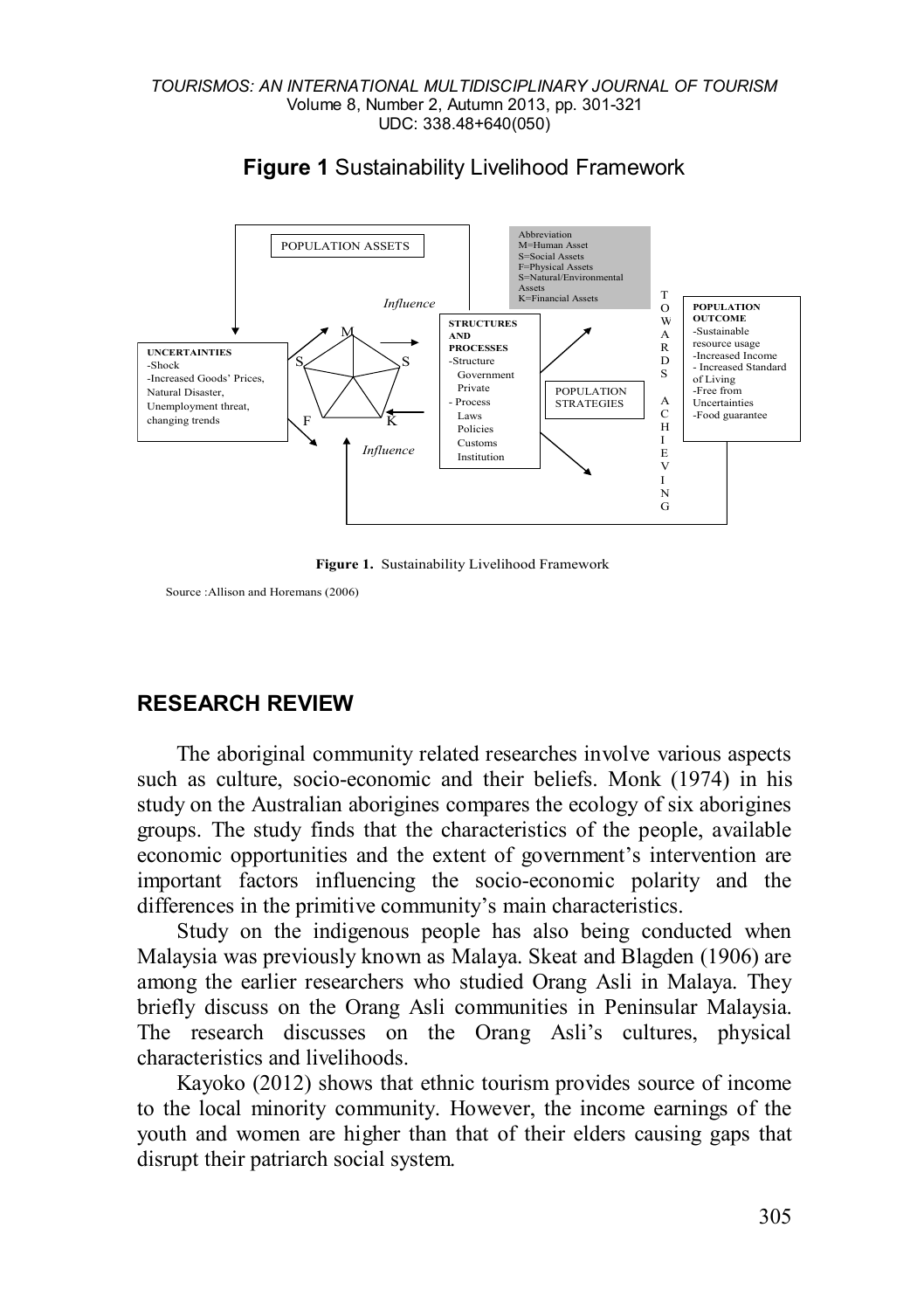**Figure 1** Sustainability Livelihood Framework

POPULATION ASSETS

Abbreviation
M=Human Asset
S=Social Assets
F=Physical Assets
S=Natural/Environmental Assets
K=Financial Assets

*Influence*

**UNCERTAINTIES**
-Shock
-Increased Goods' Prices,
Natural Disaster,
Unemployment threat,
changing trends

M, S, S, F, K

**STRUCTURES AND PROCESSES**
-Structure
Government
Private
- Process
Laws
Policies
Customs
Institution

*Influence*

POPULATION STRATEGIES

TOWARDS ACHIEVING

**POPULATION OUTCOME**
-Sustainable resource usage
-Increased Income
- Increased Standard of Living
-Free from Uncertainties
-Food guarantee

**Figure 1.** Sustainability Livelihood Framework

Source :Allison and Horemans (2006)

## RESEARCH REVIEW

The aboriginal community related researches involve various aspects such as culture, socio-economic and their beliefs. Monk (1974) in his study on the Australian aborigines compares the ecology of six aborigines groups. The study finds that the characteristics of the people, available economic opportunities and the extent of government's intervention are important factors influencing the socio-economic polarity and the differences in the primitive community's main characteristics.

Study on the indigenous people has also being conducted when Malaysia was previously known as Malaya. Skeat and Blagden (1906) are among the earlier researchers who studied Orang Asli in Malaya. They briefly discuss on the Orang Asli communities in Peninsular Malaysia. The research discusses on the Orang Asli's cultures, physical characteristics and livelihoods.

Kayoko (2012) shows that ethnic tourism provides source of income to the local minority community. However, the income earnings of the youth and women are higher than that of their elders causing gaps that disrupt their patriarch social system.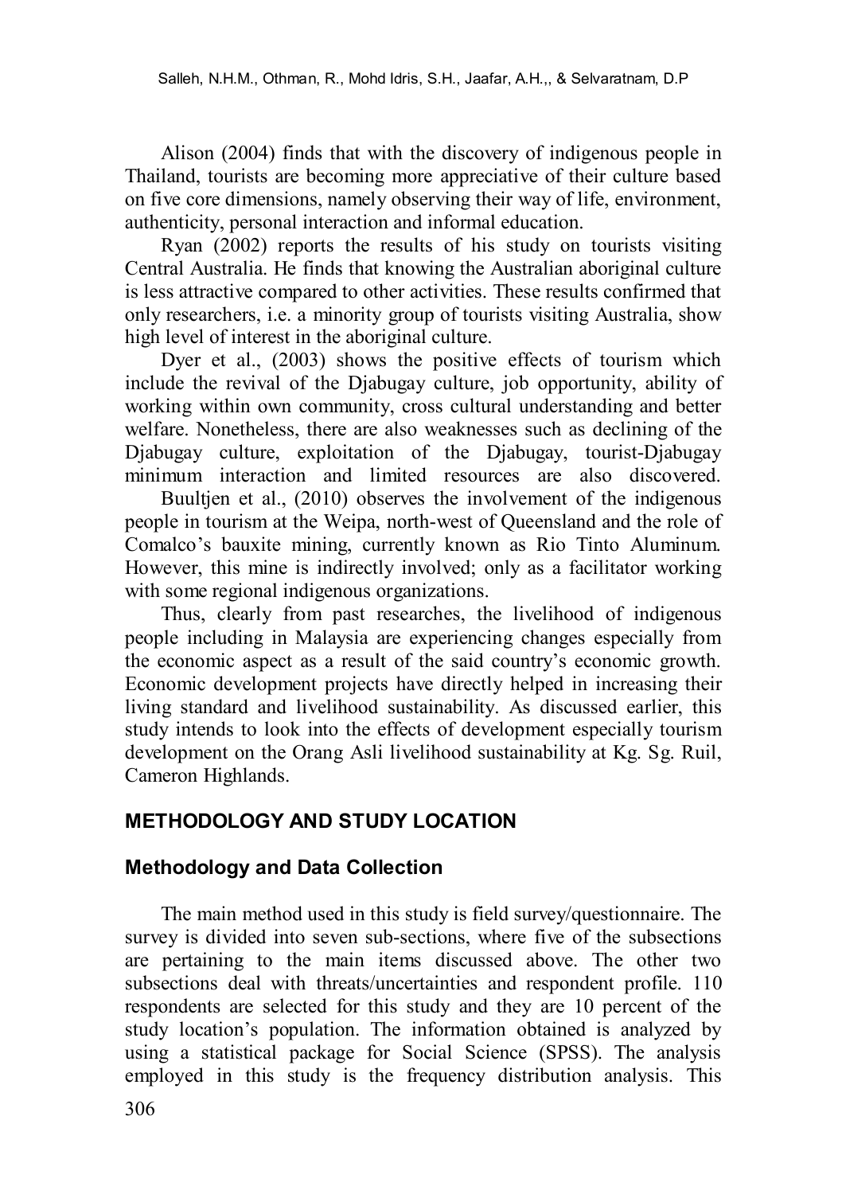Alison (2004) finds that with the discovery of indigenous people in Thailand, tourists are becoming more appreciative of their culture based on five core dimensions, namely observing their way of life, environment, authenticity, personal interaction and informal education.

Ryan (2002) reports the results of his study on tourists visiting Central Australia. He finds that knowing the Australian aboriginal culture is less attractive compared to other activities. These results confirmed that only researchers, i.e. a minority group of tourists visiting Australia, show high level of interest in the aboriginal culture.

Dyer et al., (2003) shows the positive effects of tourism which include the revival of the Djabugay culture, job opportunity, ability of working within own community, cross cultural understanding and better welfare. Nonetheless, there are also weaknesses such as declining of the Djabugay culture, exploitation of the Djabugay, tourist-Djabugay minimum interaction and limited resources are also discovered.

Buultjen et al., (2010) observes the involvement of the indigenous people in tourism at the Weipa, north-west of Queensland and the role of Comalco's bauxite mining, currently known as Rio Tinto Aluminum. However, this mine is indirectly involved; only as a facilitator working with some regional indigenous organizations.

Thus, clearly from past researches, the livelihood of indigenous people including in Malaysia are experiencing changes especially from the economic aspect as a result of the said country's economic growth. Economic development projects have directly helped in increasing their living standard and livelihood sustainability. As discussed earlier, this study intends to look into the effects of development especially tourism development on the Orang Asli livelihood sustainability at Kg. Sg. Ruil, Cameron Highlands.

## METHODOLOGY AND STUDY LOCATION

### Methodology and Data Collection

The main method used in this study is field survey/questionnaire. The survey is divided into seven sub-sections, where five of the subsections are pertaining to the main items discussed above. The other two subsections deal with threats/uncertainties and respondent profile. 110 respondents are selected for this study and they are 10 percent of the study location's population. The information obtained is analyzed by using a statistical package for Social Science (SPSS). The analysis employed in this study is the frequency distribution analysis. This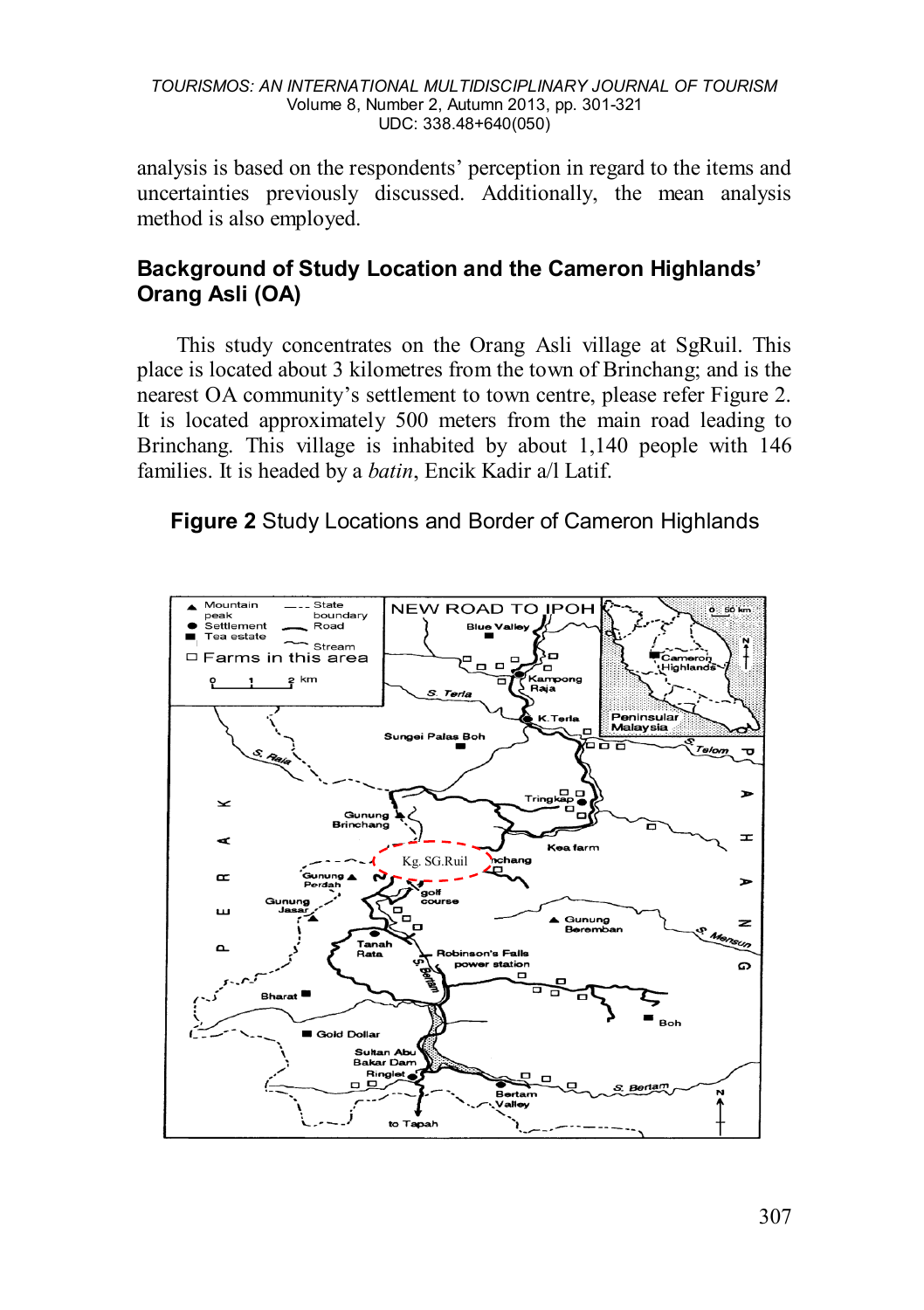analysis is based on the respondents' perception in regard to the items and uncertainties previously discussed. Additionally, the mean analysis method is also employed.

## Background of Study Location and the Cameron Highlands' Orang Asli (OA)

This study concentrates on the Orang Asli village at SgRuil. This place is located about 3 kilometres from the town of Brinchang; and is the nearest OA community's settlement to town centre, please refer Figure 2. It is located approximately 500 meters from the main road leading to Brinchang. This village is inhabited by about 1,140 people with 146 families. It is headed by a *batin*, Encik Kadir a/l Latif.

**Figure 2** Study Locations and Border of Cameron Highlands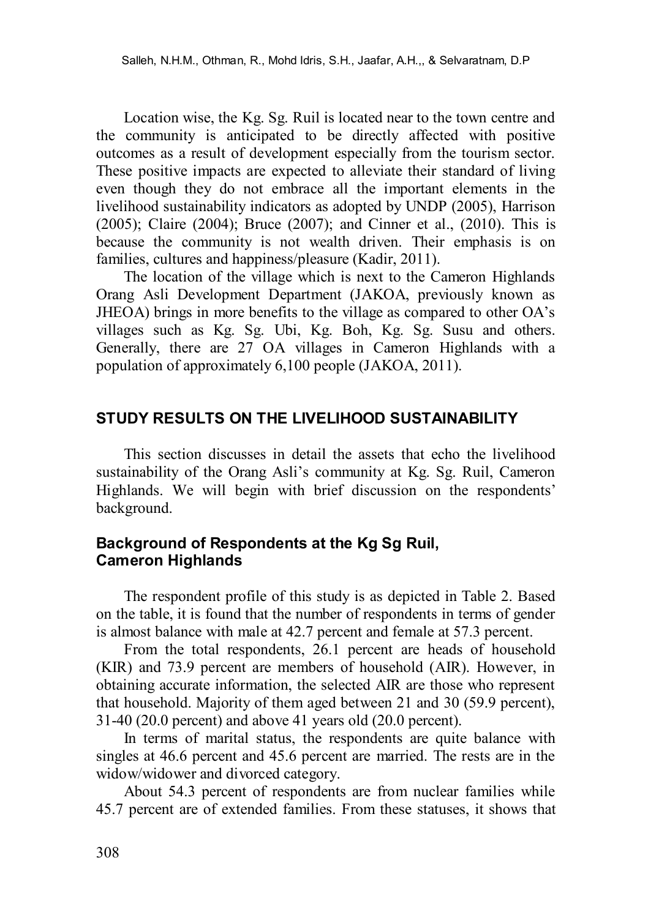Location wise, the Kg. Sg. Ruil is located near to the town centre and the community is anticipated to be directly affected with positive outcomes as a result of development especially from the tourism sector. These positive impacts are expected to alleviate their standard of living even though they do not embrace all the important elements in the livelihood sustainability indicators as adopted by UNDP (2005), Harrison (2005); Claire (2004); Bruce (2007); and Cinner et al., (2010). This is because the community is not wealth driven. Their emphasis is on families, cultures and happiness/pleasure (Kadir, 2011).

The location of the village which is next to the Cameron Highlands Orang Asli Development Department (JAKOA, previously known as JHEOA) brings in more benefits to the village as compared to other OA's villages such as Kg. Sg. Ubi, Kg. Boh, Kg. Sg. Susu and others. Generally, there are 27 OA villages in Cameron Highlands with a population of approximately 6,100 people (JAKOA, 2011).

## STUDY RESULTS ON THE LIVELIHOOD SUSTAINABILITY

This section discusses in detail the assets that echo the livelihood sustainability of the Orang Asli's community at Kg. Sg. Ruil, Cameron Highlands. We will begin with brief discussion on the respondents' background.

### Background of Respondents at the Kg Sg Ruil, Cameron Highlands

The respondent profile of this study is as depicted in Table 2. Based on the table, it is found that the number of respondents in terms of gender is almost balance with male at 42.7 percent and female at 57.3 percent.

From the total respondents, 26.1 percent are heads of household (KIR) and 73.9 percent are members of household (AIR). However, in obtaining accurate information, the selected AIR are those who represent that household. Majority of them aged between 21 and 30 (59.9 percent), 31-40 (20.0 percent) and above 41 years old (20.0 percent).

In terms of marital status, the respondents are quite balance with singles at 46.6 percent and 45.6 percent are married. The rests are in the widow/widower and divorced category.

About 54.3 percent of respondents are from nuclear families while 45.7 percent are of extended families. From these statuses, it shows that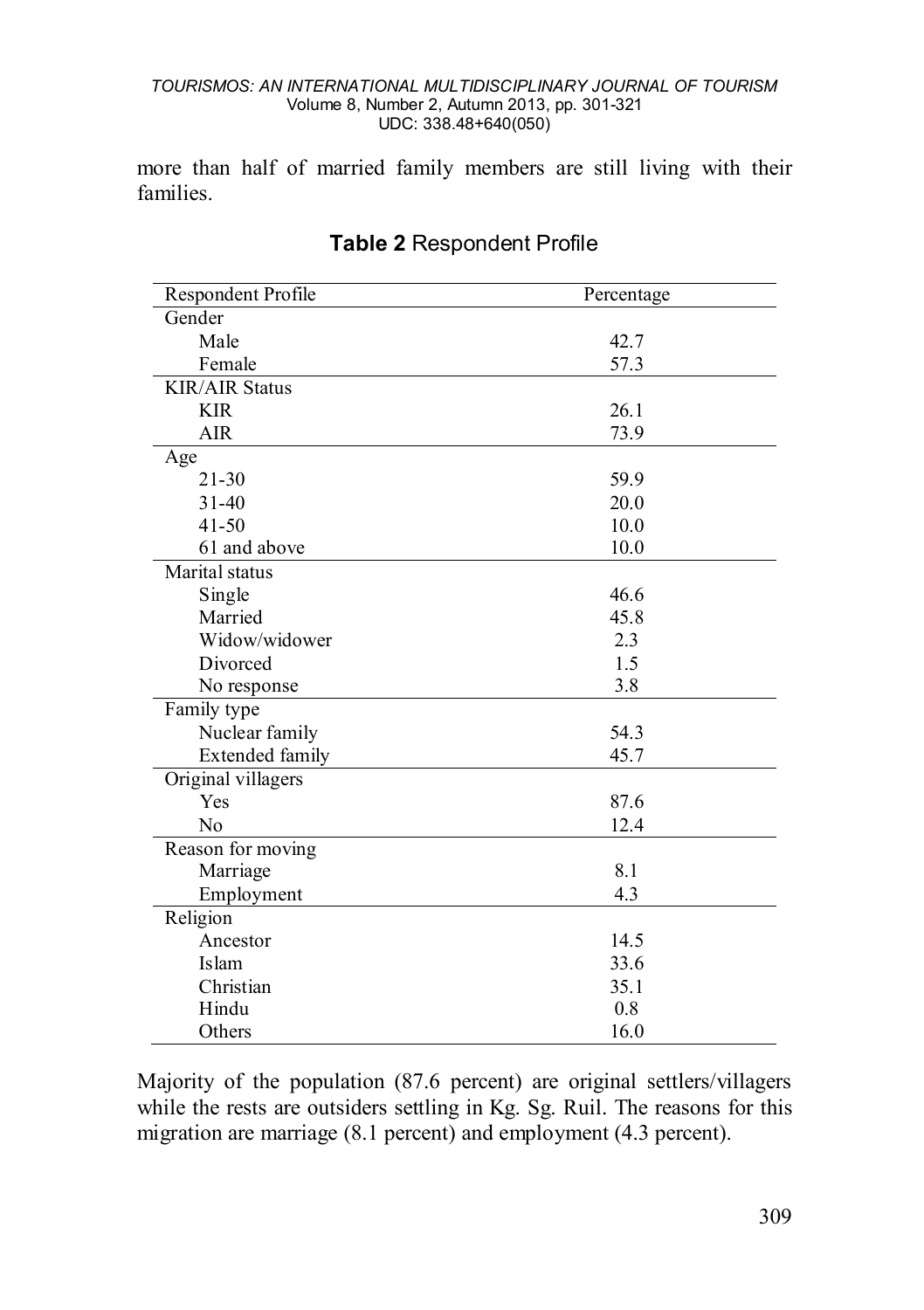more than half of married family members are still living with their families.

**Table 2** Respondent Profile

| Respondent Profile | Percentage |
|---|---|
| Gender | |
| Male | 42.7 |
| Female | 57.3 |
| KIR/AIR Status | |
| KIR | 26.1 |
| AIR | 73.9 |
| Age | |
| 21-30 | 59.9 |
| 31-40 | 20.0 |
| 41-50 | 10.0 |
| 61 and above | 10.0 |
| Marital status | |
| Single | 46.6 |
| Married | 45.8 |
| Widow/widower | 2.3 |
| Divorced | 1.5 |
| No response | 3.8 |
| Family type | |
| Nuclear family | 54.3 |
| Extended family | 45.7 |
| Original villagers | |
| Yes | 87.6 |
| No | 12.4 |
| Reason for moving | |
| Marriage | 8.1 |
| Employment | 4.3 |
| Religion | |
| Ancestor | 14.5 |
| Islam | 33.6 |
| Christian | 35.1 |
| Hindu | 0.8 |
| Others | 16.0 |

Majority of the population (87.6 percent) are original settlers/villagers while the rests are outsiders settling in Kg. Sg. Ruil. The reasons for this migration are marriage (8.1 percent) and employment (4.3 percent).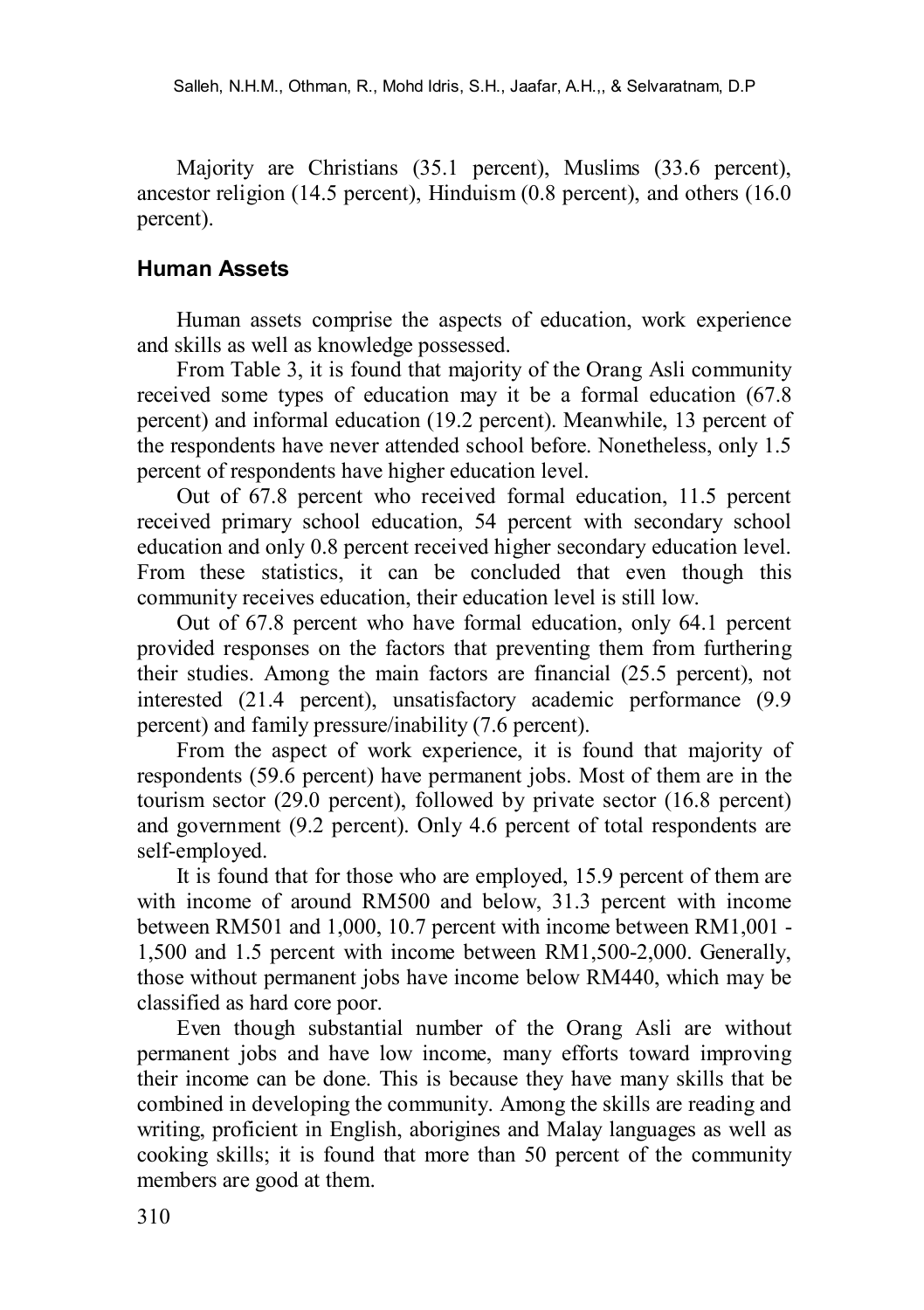Majority are Christians (35.1 percent), Muslims (33.6 percent), ancestor religion (14.5 percent), Hinduism (0.8 percent), and others (16.0 percent).

## Human Assets

Human assets comprise the aspects of education, work experience and skills as well as knowledge possessed.

From Table 3, it is found that majority of the Orang Asli community received some types of education may it be a formal education (67.8 percent) and informal education (19.2 percent). Meanwhile, 13 percent of the respondents have never attended school before. Nonetheless, only 1.5 percent of respondents have higher education level.

Out of 67.8 percent who received formal education, 11.5 percent received primary school education, 54 percent with secondary school education and only 0.8 percent received higher secondary education level. From these statistics, it can be concluded that even though this community receives education, their education level is still low.

Out of 67.8 percent who have formal education, only 64.1 percent provided responses on the factors that preventing them from furthering their studies. Among the main factors are financial (25.5 percent), not interested (21.4 percent), unsatisfactory academic performance (9.9 percent) and family pressure/inability (7.6 percent).

From the aspect of work experience, it is found that majority of respondents (59.6 percent) have permanent jobs. Most of them are in the tourism sector (29.0 percent), followed by private sector (16.8 percent) and government (9.2 percent). Only 4.6 percent of total respondents are self-employed.

It is found that for those who are employed, 15.9 percent of them are with income of around RM500 and below, 31.3 percent with income between RM501 and 1,000, 10.7 percent with income between RM1,001 - 1,500 and 1.5 percent with income between RM1,500-2,000. Generally, those without permanent jobs have income below RM440, which may be classified as hard core poor.

Even though substantial number of the Orang Asli are without permanent jobs and have low income, many efforts toward improving their income can be done. This is because they have many skills that be combined in developing the community. Among the skills are reading and writing, proficient in English, aborigines and Malay languages as well as cooking skills; it is found that more than 50 percent of the community members are good at them.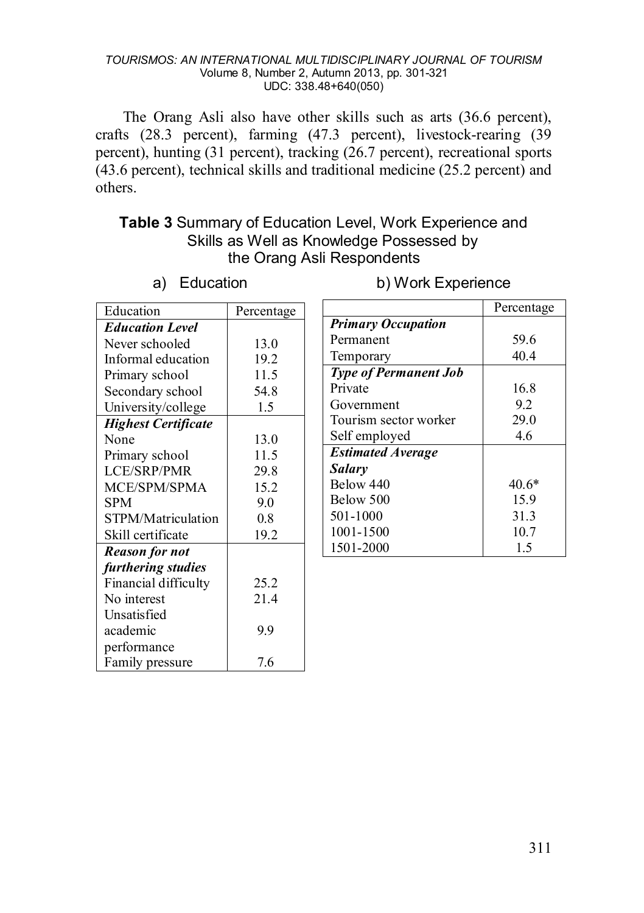The Orang Asli also have other skills such as arts (36.6 percent), crafts (28.3 percent), farming (47.3 percent), livestock-rearing (39 percent), hunting (31 percent), tracking (26.7 percent), recreational sports (43.6 percent), technical skills and traditional medicine (25.2 percent) and others.

**Table 3** Summary of Education Level, Work Experience and Skills as Well as Knowledge Possessed by the Orang Asli Respondents

a) Education

| Education | Percentage |
|---|---|
| ***Education Level*** | |
| Never schooled | 13.0 |
| Informal education | 19.2 |
| Primary school | 11.5 |
| Secondary school | 54.8 |
| University/college | 1.5 |
| ***Highest Certificate*** | |
| None | 13.0 |
| Primary school | 11.5 |
| LCE/SRP/PMR | 29.8 |
| MCE/SPM/SPMA | 15.2 |
| SPM | 9.0 |
| STPM/Matriculation | 0.8 |
| Skill certificate | 19.2 |
| ***Reason for not furthering studies*** | |
| Financial difficulty | 25.2 |
| No interest | 21.4 |
| Unsatisfied academic performance | 9.9 |
| Family pressure | 7.6 |

b) Work Experience

| | Percentage |
|---|---|
| ***Primary Occupation*** | |
| Permanent | 59.6 |
| Temporary | 40.4 |
| ***Type of Permanent Job*** | |
| Private | 16.8 |
| Government | 9.2 |
| Tourism sector worker | 29.0 |
| Self employed | 4.6 |
| ***Estimated Average Salary*** | |
| Below 440 | 40.6* |
| Below 500 | 15.9 |
| 501-1000 | 31.3 |
| 1001-1500 | 10.7 |
| 1501-2000 | 1.5 |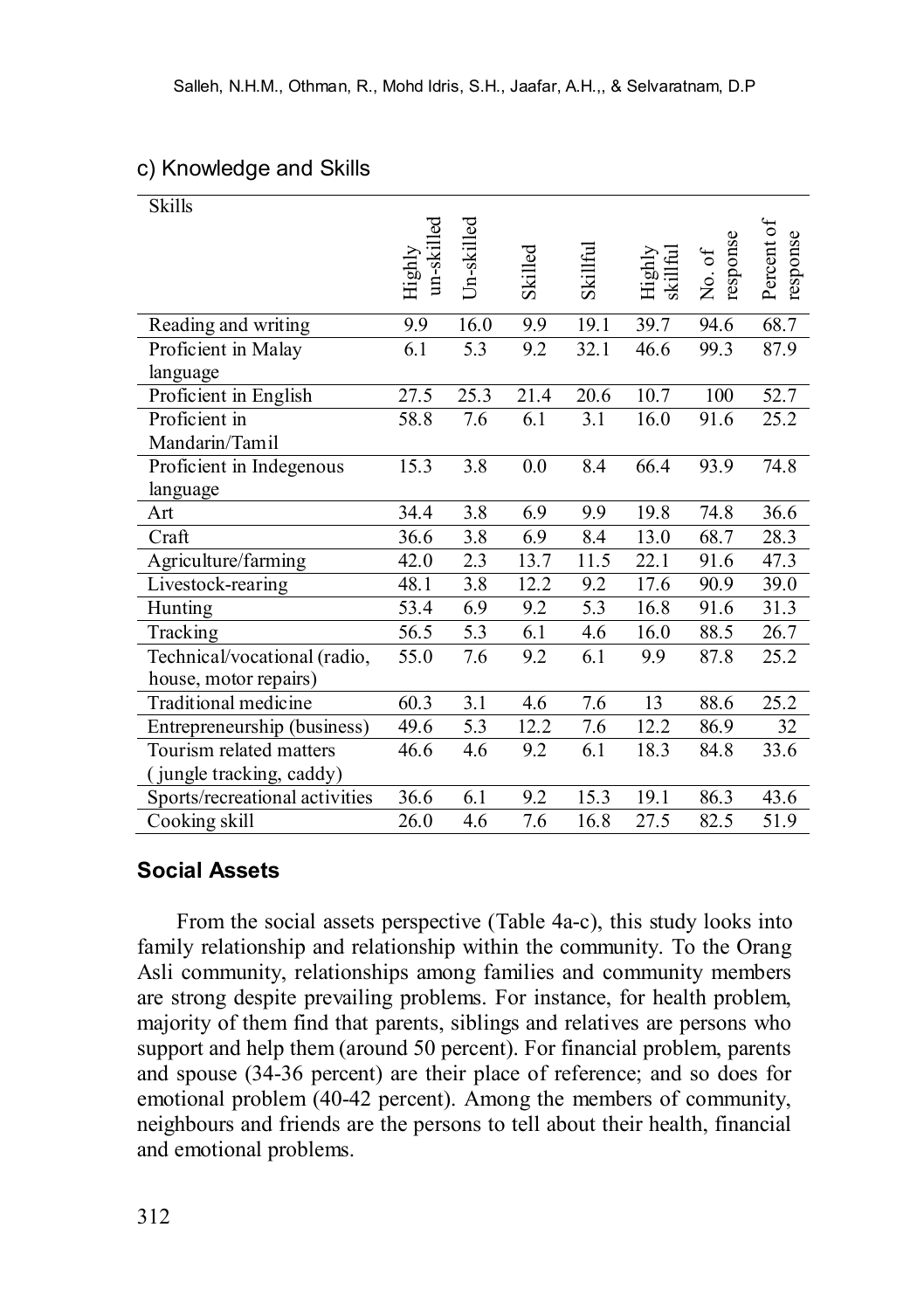c) Knowledge and Skills

| Skills | Highly un-skilled | Un-skilled | Skilled | Skillful | Highly skillful | No. of response | Percent of response |
|---|---|---|---|---|---|---|---|
| Reading and writing | 9.9 | 16.0 | 9.9 | 19.1 | 39.7 | 94.6 | 68.7 |
| Proficient in Malay language | 6.1 | 5.3 | 9.2 | 32.1 | 46.6 | 99.3 | 87.9 |
| Proficient in English | 27.5 | 25.3 | 21.4 | 20.6 | 10.7 | 100 | 52.7 |
| Proficient in Mandarin/Tamil | 58.8 | 7.6 | 6.1 | 3.1 | 16.0 | 91.6 | 25.2 |
| Proficient in Indegenous language | 15.3 | 3.8 | 0.0 | 8.4 | 66.4 | 93.9 | 74.8 |
| Art | 34.4 | 3.8 | 6.9 | 9.9 | 19.8 | 74.8 | 36.6 |
| Craft | 36.6 | 3.8 | 6.9 | 8.4 | 13.0 | 68.7 | 28.3 |
| Agriculture/farming | 42.0 | 2.3 | 13.7 | 11.5 | 22.1 | 91.6 | 47.3 |
| Livestock-rearing | 48.1 | 3.8 | 12.2 | 9.2 | 17.6 | 90.9 | 39.0 |
| Hunting | 53.4 | 6.9 | 9.2 | 5.3 | 16.8 | 91.6 | 31.3 |
| Tracking | 56.5 | 5.3 | 6.1 | 4.6 | 16.0 | 88.5 | 26.7 |
| Technical/vocational (radio, house, motor repairs) | 55.0 | 7.6 | 9.2 | 6.1 | 9.9 | 87.8 | 25.2 |
| Traditional medicine | 60.3 | 3.1 | 4.6 | 7.6 | 13 | 88.6 | 25.2 |
| Entrepreneurship (business) | 49.6 | 5.3 | 12.2 | 7.6 | 12.2 | 86.9 | 32 |
| Tourism related matters ( jungle tracking, caddy) | 46.6 | 4.6 | 9.2 | 6.1 | 18.3 | 84.8 | 33.6 |
| Sports/recreational activities | 36.6 | 6.1 | 9.2 | 15.3 | 19.1 | 86.3 | 43.6 |
| Cooking skill | 26.0 | 4.6 | 7.6 | 16.8 | 27.5 | 82.5 | 51.9 |

### Social Assets

From the social assets perspective (Table 4a-c), this study looks into family relationship and relationship within the community. To the Orang Asli community, relationships among families and community members are strong despite prevailing problems. For instance, for health problem, majority of them find that parents, siblings and relatives are persons who support and help them (around 50 percent). For financial problem, parents and spouse (34-36 percent) are their place of reference; and so does for emotional problem (40-42 percent). Among the members of community, neighbours and friends are the persons to tell about their health, financial and emotional problems.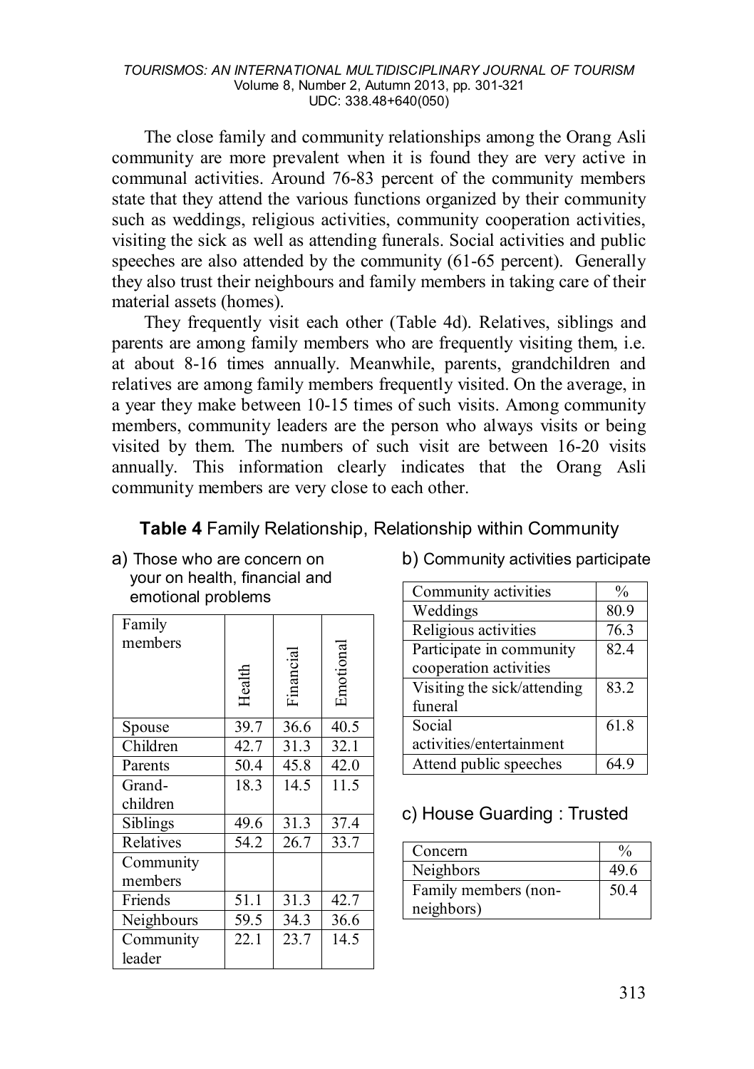The close family and community relationships among the Orang Asli community are more prevalent when it is found they are very active in communal activities. Around 76-83 percent of the community members state that they attend the various functions organized by their community such as weddings, religious activities, community cooperation activities, visiting the sick as well as attending funerals. Social activities and public speeches are also attended by the community (61-65 percent). Generally they also trust their neighbours and family members in taking care of their material assets (homes).

They frequently visit each other (Table 4d). Relatives, siblings and parents are among family members who are frequently visiting them, i.e. at about 8-16 times annually. Meanwhile, parents, grandchildren and relatives are among family members frequently visited. On the average, in a year they make between 10-15 times of such visits. Among community members, community leaders are the person who always visits or being visited by them. The numbers of such visit are between 16-20 visits annually. This information clearly indicates that the Orang Asli community members are very close to each other.

**Table 4** Family Relationship, Relationship within Community

a) Those who are concern on your on health, financial and emotional problems

| Family members | Health | Financial | Emotional |
|---|---|---|---|
| Spouse | 39.7 | 36.6 | 40.5 |
| Children | 42.7 | 31.3 | 32.1 |
| Parents | 50.4 | 45.8 | 42.0 |
| Grand-children | 18.3 | 14.5 | 11.5 |
| Siblings | 49.6 | 31.3 | 37.4 |
| Relatives | 54.2 | 26.7 | 33.7 |
| Community members | | | |
| Friends | 51.1 | 31.3 | 42.7 |
| Neighbours | 59.5 | 34.3 | 36.6 |
| Community leader | 22.1 | 23.7 | 14.5 |

b) Community activities participate

| Community activities | % |
|---|---|
| Weddings | 80.9 |
| Religious activities | 76.3 |
| Participate in community cooperation activities | 82.4 |
| Visiting the sick/attending funeral | 83.2 |
| Social activities/entertainment | 61.8 |
| Attend public speeches | 64.9 |

c) House Guarding : Trusted

| Concern | % |
|---|---|
| Neighbors | 49.6 |
| Family members (non-neighbors) | 50.4 |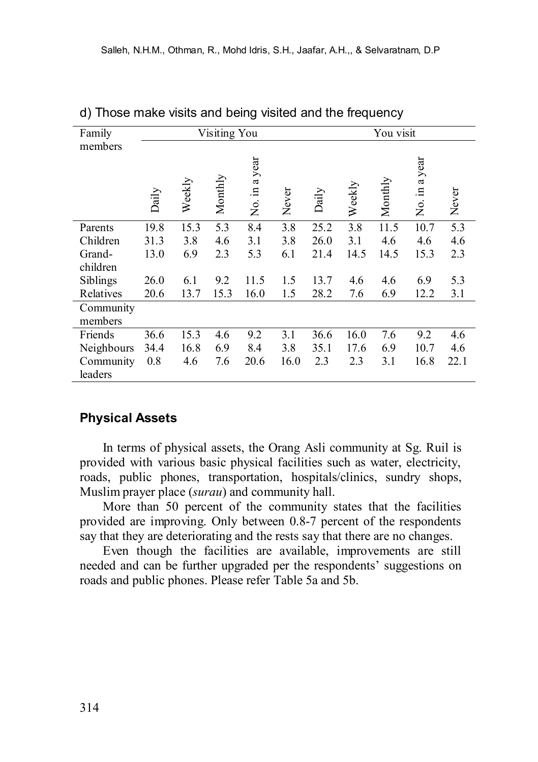d) Those make visits and being visited and the frequency

| Family members | Visiting You | | | | | You visit | | | | |
|---|---|---|---|---|---|---|---|---|---|---|
| | Daily | Weekly | Monthly | No. in a year | Never | Daily | Weekly | Monthly | No. in a year | Never |
| Parents | 19.8 | 15.3 | 5.3 | 8.4 | 3.8 | 25.2 | 3.8 | 11.5 | 10.7 | 5.3 |
| Children | 31.3 | 3.8 | 4.6 | 3.1 | 3.8 | 26.0 | 3.1 | 4.6 | 4.6 | 4.6 |
| Grand-children | 13.0 | 6.9 | 2.3 | 5.3 | 6.1 | 21.4 | 14.5 | 14.5 | 15.3 | 2.3 |
| Siblings | 26.0 | 6.1 | 9.2 | 11.5 | 1.5 | 13.7 | 4.6 | 4.6 | 6.9 | 5.3 |
| Relatives | 20.6 | 13.7 | 15.3 | 16.0 | 1.5 | 28.2 | 7.6 | 6.9 | 12.2 | 3.1 |
| Community members | | | | | | | | | | |
| Friends | 36.6 | 15.3 | 4.6 | 9.2 | 3.1 | 36.6 | 16.0 | 7.6 | 9.2 | 4.6 |
| Neighbours | 34.4 | 16.8 | 6.9 | 8.4 | 3.8 | 35.1 | 17.6 | 6.9 | 10.7 | 4.6 |
| Community leaders | 0.8 | 4.6 | 7.6 | 20.6 | 16.0 | 2.3 | 2.3 | 3.1 | 16.8 | 22.1 |

### Physical Assets

In terms of physical assets, the Orang Asli community at Sg. Ruil is provided with various basic physical facilities such as water, electricity, roads, public phones, transportation, hospitals/clinics, sundry shops, Muslim prayer place (*surau*) and community hall.

More than 50 percent of the community states that the facilities provided are improving. Only between 0.8-7 percent of the respondents say that they are deteriorating and the rests say that there are no changes.

Even though the facilities are available, improvements are still needed and can be further upgraded per the respondents' suggestions on roads and public phones. Please refer Table 5a and 5b.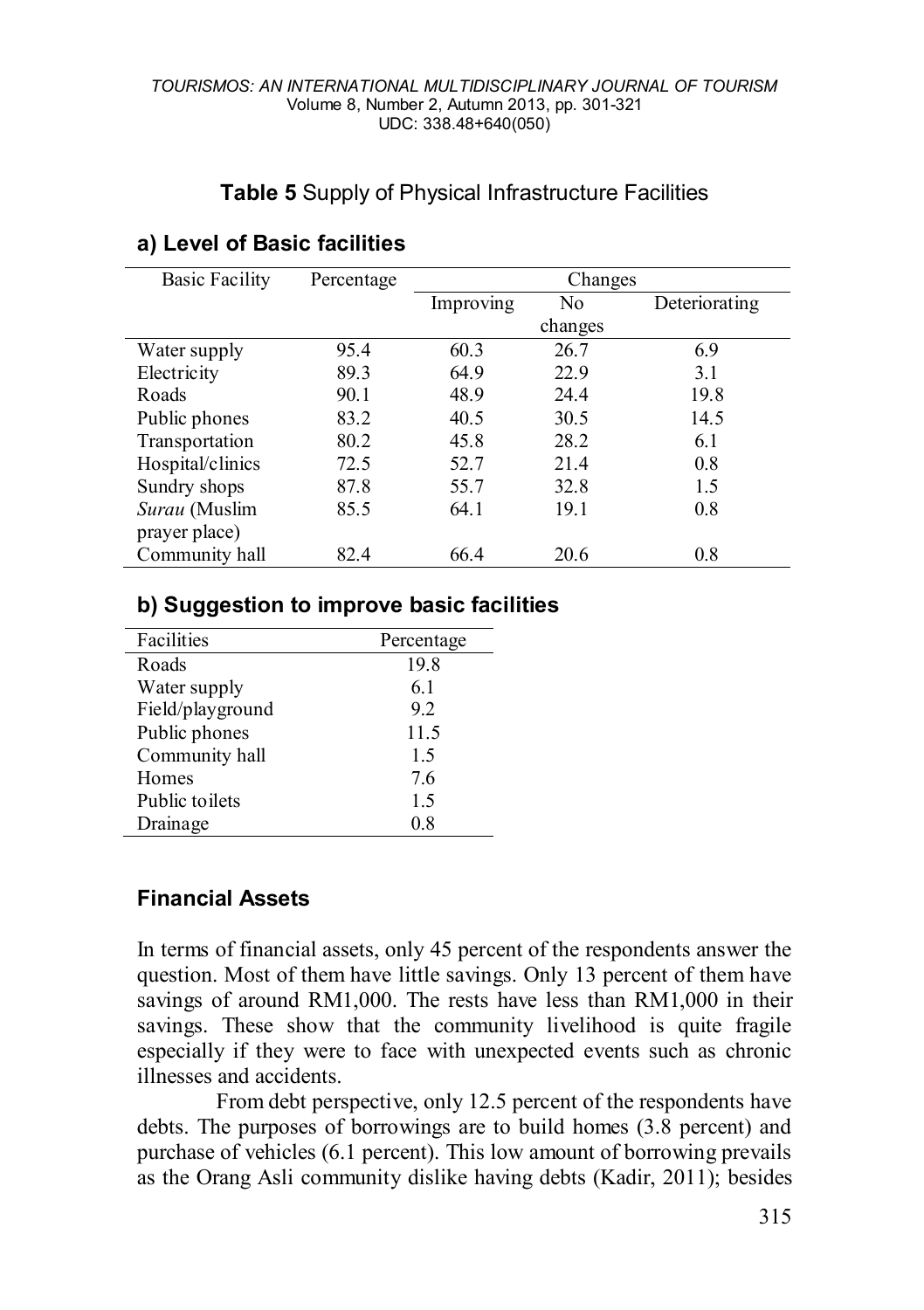**Table 5** Supply of Physical Infrastructure Facilities

### a) Level of Basic facilities

| Basic Facility | Percentage | Changes | | |
|---|---|---|---|---|
| | | Improving | No changes | Deteriorating |
| Water supply | 95.4 | 60.3 | 26.7 | 6.9 |
| Electricity | 89.3 | 64.9 | 22.9 | 3.1 |
| Roads | 90.1 | 48.9 | 24.4 | 19.8 |
| Public phones | 83.2 | 40.5 | 30.5 | 14.5 |
| Transportation | 80.2 | 45.8 | 28.2 | 6.1 |
| Hospital/clinics | 72.5 | 52.7 | 21.4 | 0.8 |
| Sundry shops | 87.8 | 55.7 | 32.8 | 1.5 |
| *Surau* (Muslim prayer place) | 85.5 | 64.1 | 19.1 | 0.8 |
| Community hall | 82.4 | 66.4 | 20.6 | 0.8 |

### b) Suggestion to improve basic facilities

| Facilities | Percentage |
|---|---|
| Roads | 19.8 |
| Water supply | 6.1 |
| Field/playground | 9.2 |
| Public phones | 11.5 |
| Community hall | 1.5 |
| Homes | 7.6 |
| Public toilets | 1.5 |
| Drainage | 0.8 |

## Financial Assets

In terms of financial assets, only 45 percent of the respondents answer the question. Most of them have little savings. Only 13 percent of them have savings of around RM1,000. The rests have less than RM1,000 in their savings. These show that the community livelihood is quite fragile especially if they were to face with unexpected events such as chronic illnesses and accidents.

From debt perspective, only 12.5 percent of the respondents have debts. The purposes of borrowings are to build homes (3.8 percent) and purchase of vehicles (6.1 percent). This low amount of borrowing prevails as the Orang Asli community dislike having debts (Kadir, 2011); besides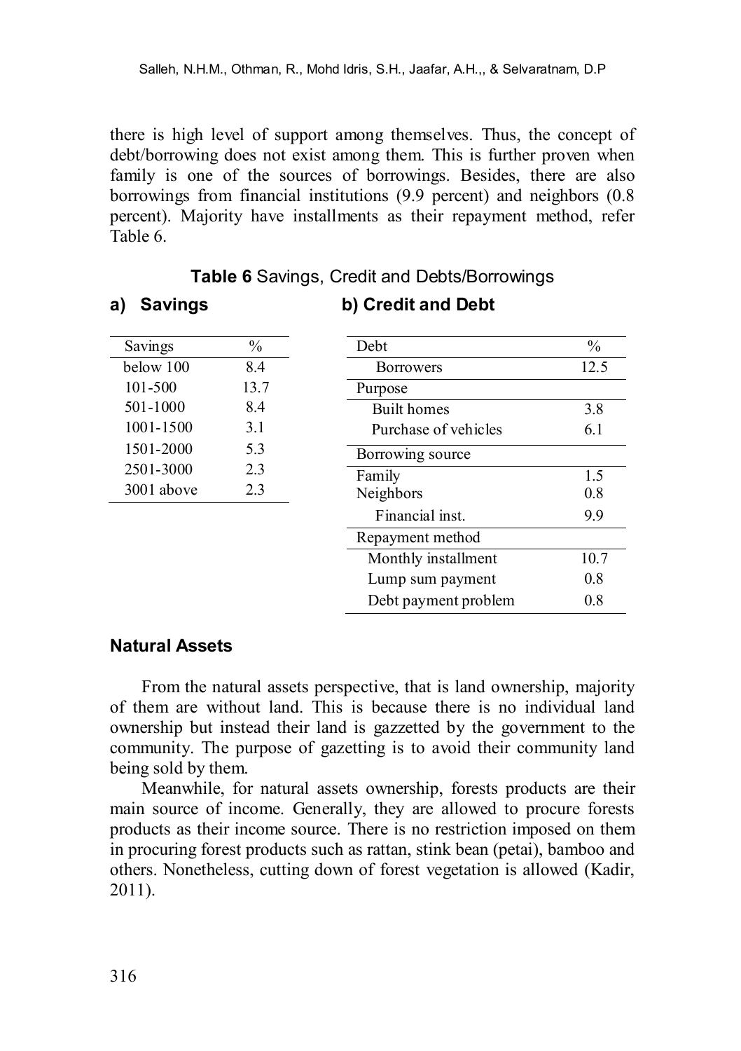there is high level of support among themselves. Thus, the concept of debt/borrowing does not exist among them. This is further proven when family is one of the sources of borrowings. Besides, there are also borrowings from financial institutions (9.9 percent) and neighbors (0.8 percent). Majority have installments as their repayment method, refer Table 6.

**Table 6** Savings, Credit and Debts/Borrowings

**a) Savings**

| Savings | % |
|---|---|
| below 100 | 8.4 |
| 101-500 | 13.7 |
| 501-1000 | 8.4 |
| 1001-1500 | 3.1 |
| 1501-2000 | 5.3 |
| 2501-3000 | 2.3 |
| 3001 above | 2.3 |

**b) Credit and Debt**

| Debt | % |
|---|---|
| Borrowers | 12.5 |
| Purpose | |
| Built homes | 3.8 |
| Purchase of vehicles | 6.1 |
| Borrowing source | |
| Family | 1.5 |
| Neighbors | 0.8 |
| Financial inst. | 9.9 |
| Repayment method | |
| Monthly installment | 10.7 |
| Lump sum payment | 0.8 |
| Debt payment problem | 0.8 |

### Natural Assets

From the natural assets perspective, that is land ownership, majority of them are without land. This is because there is no individual land ownership but instead their land is gazzetted by the government to the community. The purpose of gazetting is to avoid their community land being sold by them.

Meanwhile, for natural assets ownership, forests products are their main source of income. Generally, they are allowed to procure forests products as their income source. There is no restriction imposed on them in procuring forest products such as rattan, stink bean (petai), bamboo and others. Nonetheless, cutting down of forest vegetation is allowed (Kadir, 2011).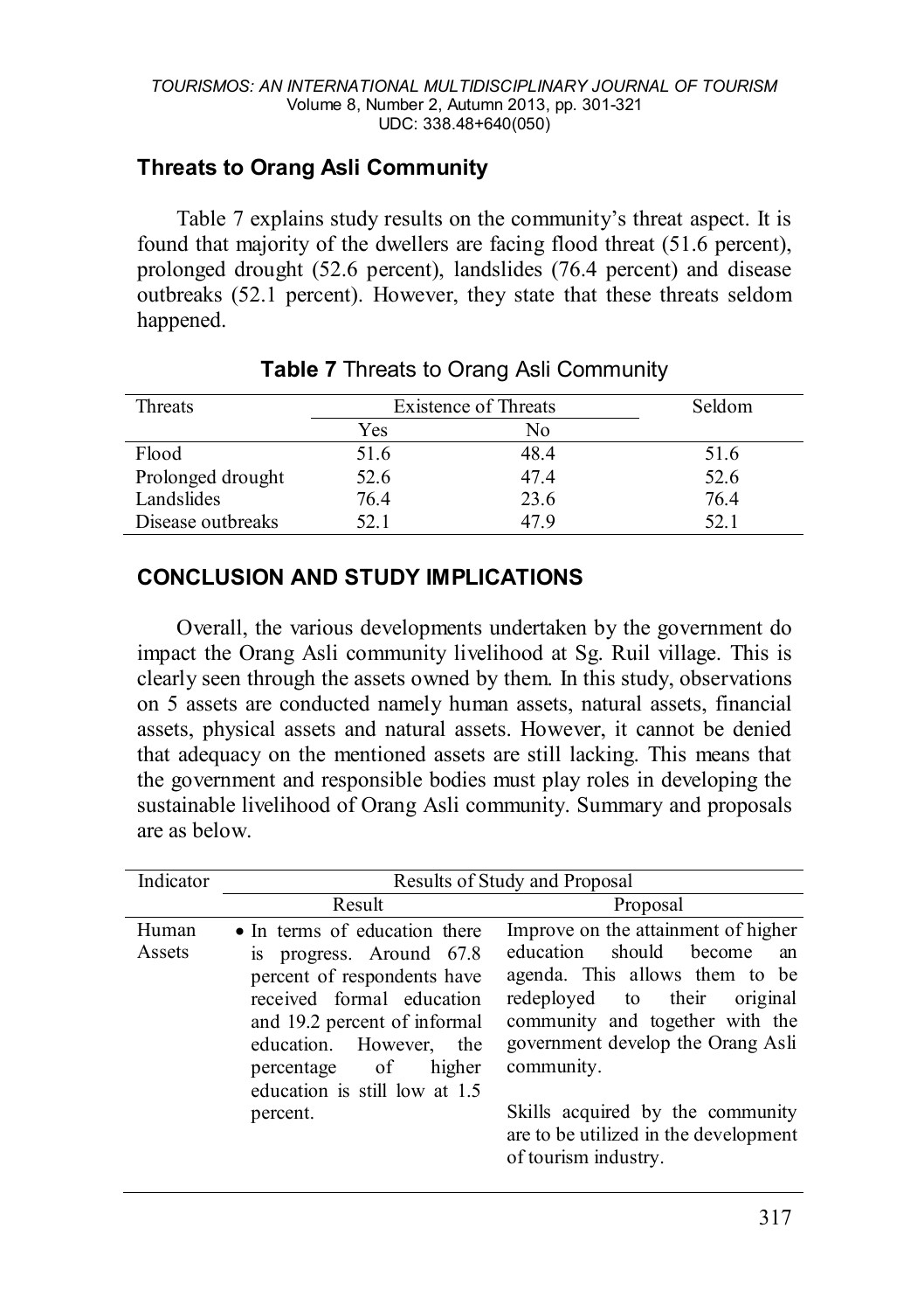## Threats to Orang Asli Community

Table 7 explains study results on the community's threat aspect. It is found that majority of the dwellers are facing flood threat (51.6 percent), prolonged drought (52.6 percent), landslides (76.4 percent) and disease outbreaks (52.1 percent). However, they state that these threats seldom happened.

**Table 7** Threats to Orang Asli Community

| Threats | Existence of Threats | | Seldom |
|---|---|---|---|
| | Yes | No | |
| Flood | 51.6 | 48.4 | 51.6 |
| Prolonged drought | 52.6 | 47.4 | 52.6 |
| Landslides | 76.4 | 23.6 | 76.4 |
| Disease outbreaks | 52.1 | 47.9 | 52.1 |

## CONCLUSION AND STUDY IMPLICATIONS

Overall, the various developments undertaken by the government do impact the Orang Asli community livelihood at Sg. Ruil village. This is clearly seen through the assets owned by them. In this study, observations on 5 assets are conducted namely human assets, natural assets, financial assets, physical assets and natural assets. However, it cannot be denied that adequacy on the mentioned assets are still lacking. This means that the government and responsible bodies must play roles in developing the sustainable livelihood of Orang Asli community. Summary and proposals are as below.

| Indicator | Results of Study and Proposal | |
|---|---|---|
| | Result | Proposal |
| Human Assets | • In terms of education there is progress. Around 67.8 percent of respondents have received formal education and 19.2 percent of informal education. However, the percentage of higher education is still low at 1.5 percent. | Improve on the attainment of higher education should become an agenda. This allows them to be redeployed to their original community and together with the government develop the Orang Asli community.<br><br>Skills acquired by the community are to be utilized in the development of tourism industry. |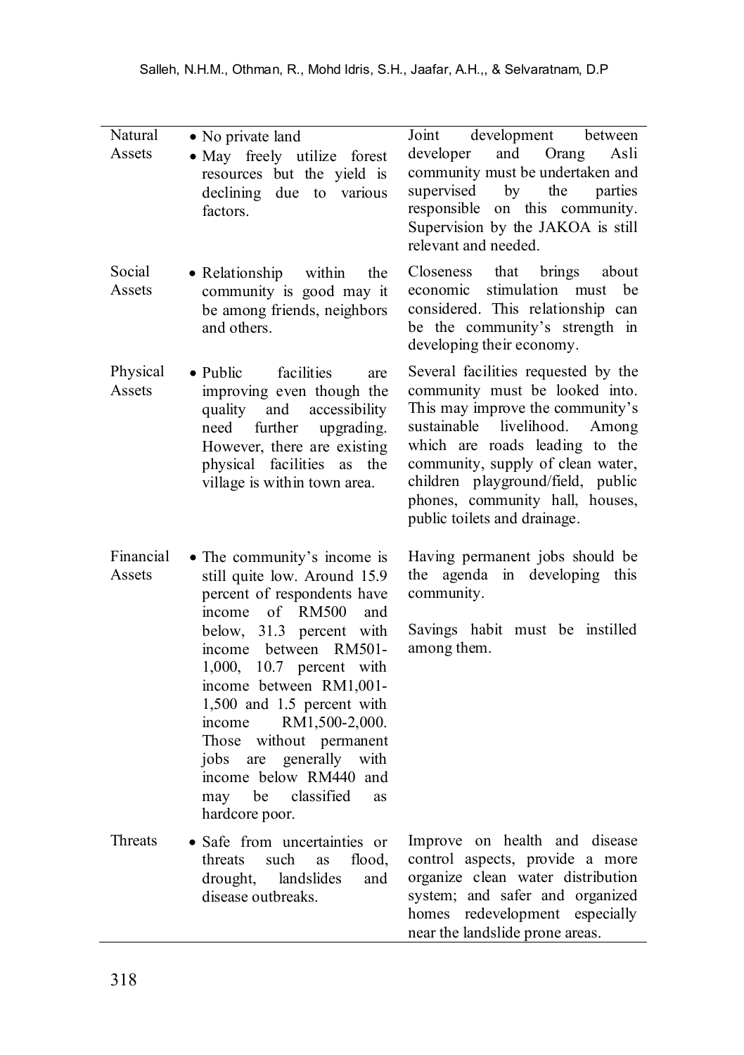| | | |
|---|---|---|
| Natural Assets | • No private land<br>• May freely utilize forest resources but the yield is declining due to various factors. | Joint development between developer and Orang Asli community must be undertaken and supervised by the parties responsible on this community. Supervision by the JAKOA is still relevant and needed. |
| Social Assets | • Relationship within the community is good may it be among friends, neighbors and others. | Closeness that brings about economic stimulation must be considered. This relationship can be the community's strength in developing their economy. |
| Physical Assets | • Public facilities are improving even though the quality and accessibility need further upgrading. However, there are existing physical facilities as the village is within town area. | Several facilities requested by the community must be looked into. This may improve the community's sustainable livelihood. Among which are roads leading to the community, supply of clean water, children playground/field, public phones, community hall, houses, public toilets and drainage. |
| Financial Assets | • The community's income is still quite low. Around 15.9 percent of respondents have income of RM500 and below, 31.3 percent with income between RM501-1,000, 10.7 percent with income between RM1,001-1,500 and 1.5 percent with income RM1,500-2,000. Those without permanent jobs are generally with income below RM440 and may be classified as hardcore poor. | Having permanent jobs should be the agenda in developing this community.<br><br>Savings habit must be instilled among them. |
| Threats | • Safe from uncertainties or threats such as flood, drought, landslides and disease outbreaks. | Improve on health and disease control aspects, provide a more organize clean water distribution system; and safer and organized homes redevelopment especially near the landslide prone areas. |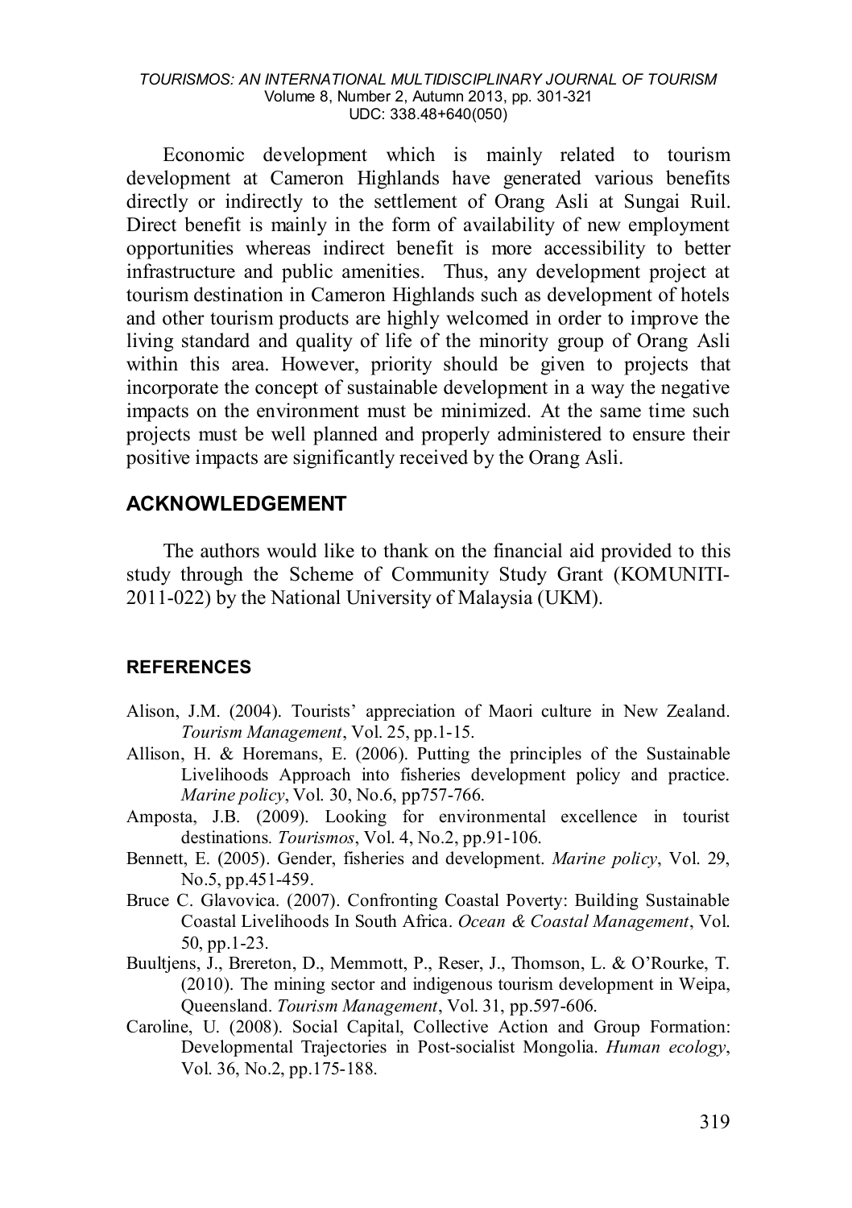Economic development which is mainly related to tourism development at Cameron Highlands have generated various benefits directly or indirectly to the settlement of Orang Asli at Sungai Ruil. Direct benefit is mainly in the form of availability of new employment opportunities whereas indirect benefit is more accessibility to better infrastructure and public amenities. Thus, any development project at tourism destination in Cameron Highlands such as development of hotels and other tourism products are highly welcomed in order to improve the living standard and quality of life of the minority group of Orang Asli within this area. However, priority should be given to projects that incorporate the concept of sustainable development in a way the negative impacts on the environment must be minimized. At the same time such projects must be well planned and properly administered to ensure their positive impacts are significantly received by the Orang Asli.

## ACKNOWLEDGEMENT

The authors would like to thank on the financial aid provided to this study through the Scheme of Community Study Grant (KOMUNITI-2011-022) by the National University of Malaysia (UKM).

### REFERENCES

Alison, J.M. (2004). Tourists' appreciation of Maori culture in New Zealand. *Tourism Management*, Vol. 25, pp.1-15.

Allison, H. & Horemans, E. (2006). Putting the principles of the Sustainable Livelihoods Approach into fisheries development policy and practice. *Marine policy*, Vol. 30, No.6, pp757-766.

Amposta, J.B. (2009). Looking for environmental excellence in tourist destinations. *Tourismos*, Vol. 4, No.2, pp.91-106.

Bennett, E. (2005). Gender, fisheries and development. *Marine policy*, Vol. 29, No.5, pp.451-459.

Bruce C. Glavovica. (2007). Confronting Coastal Poverty: Building Sustainable Coastal Livelihoods In South Africa. *Ocean & Coastal Management*, Vol. 50, pp.1-23.

Buultjens, J., Brereton, D., Memmott, P., Reser, J., Thomson, L. & O'Rourke, T. (2010). The mining sector and indigenous tourism development in Weipa, Queensland. *Tourism Management*, Vol. 31, pp.597-606.

Caroline, U. (2008). Social Capital, Collective Action and Group Formation: Developmental Trajectories in Post-socialist Mongolia. *Human ecology*, Vol. 36, No.2, pp.175-188.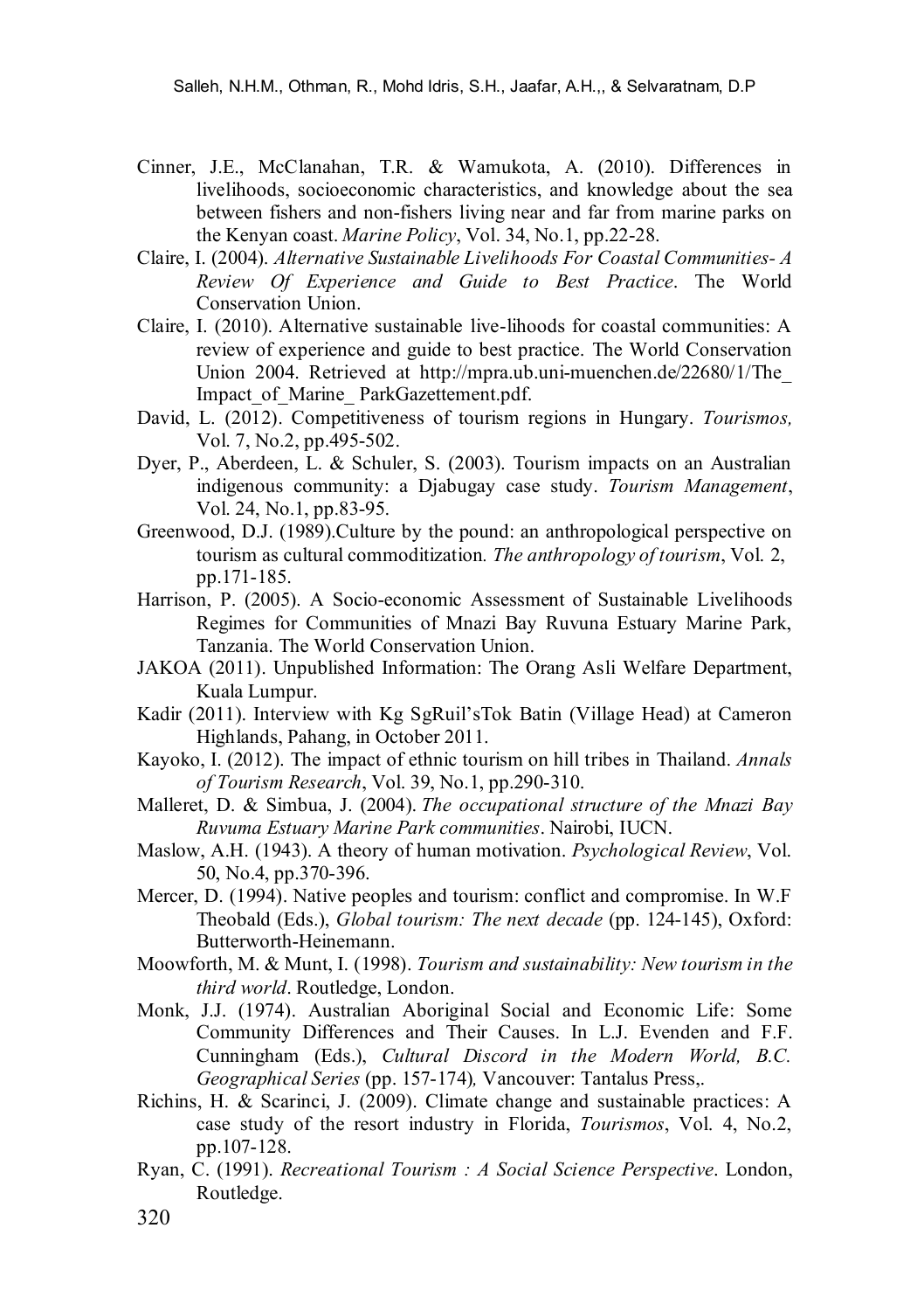Cinner, J.E., McClanahan, T.R. & Wamukota, A. (2010). Differences in livelihoods, socioeconomic characteristics, and knowledge about the sea between fishers and non-fishers living near and far from marine parks on the Kenyan coast. *Marine Policy*, Vol. 34, No.1, pp.22-28.

Claire, I. (2004). *Alternative Sustainable Livelihoods For Coastal Communities- A Review Of Experience and Guide to Best Practice*. The World Conservation Union.

Claire, I. (2010). Alternative sustainable live-lihoods for coastal communities: A review of experience and guide to best practice. The World Conservation Union 2004. Retrieved at http://mpra.ub.uni-muenchen.de/22680/1/The_ Impact_of_Marine_ ParkGazettement.pdf.

David, L. (2012). Competitiveness of tourism regions in Hungary. *Tourismos,* Vol. 7, No.2, pp.495-502.

Dyer, P., Aberdeen, L. & Schuler, S. (2003). Tourism impacts on an Australian indigenous community: a Djabugay case study. *Tourism Management*, Vol. 24, No.1, pp.83-95.

Greenwood, D.J. (1989).Culture by the pound: an anthropological perspective on tourism as cultural commoditization. *The anthropology of tourism*, Vol. 2, pp.171-185.

Harrison, P. (2005). A Socio-economic Assessment of Sustainable Livelihoods Regimes for Communities of Mnazi Bay Ruvuna Estuary Marine Park, Tanzania. The World Conservation Union.

JAKOA (2011). Unpublished Information: The Orang Asli Welfare Department, Kuala Lumpur.

Kadir (2011). Interview with Kg SgRuil'sTok Batin (Village Head) at Cameron Highlands, Pahang, in October 2011.

Kayoko, I. (2012). The impact of ethnic tourism on hill tribes in Thailand. *Annals of Tourism Research*, Vol. 39, No.1, pp.290-310.

Malleret, D. & Simbua, J. (2004). *The occupational structure of the Mnazi Bay Ruvuma Estuary Marine Park communities*. Nairobi, IUCN.

Maslow, A.H. (1943). A theory of human motivation. *Psychological Review*, Vol. 50, No.4, pp.370-396.

Mercer, D. (1994). Native peoples and tourism: conflict and compromise. In W.F Theobald (Eds.), *Global tourism: The next decade* (pp. 124-145), Oxford: Butterworth-Heinemann.

Moowforth, M. & Munt, I. (1998). *Tourism and sustainability: New tourism in the third world*. Routledge, London.

Monk, J.J. (1974). Australian Aboriginal Social and Economic Life: Some Community Differences and Their Causes. In L.J. Evenden and F.F. Cunningham (Eds.), *Cultural Discord in the Modern World, B.C. Geographical Series* (pp. 157-174)*,* Vancouver: Tantalus Press,.

Richins, H. & Scarinci, J. (2009). Climate change and sustainable practices: A case study of the resort industry in Florida, *Tourismos*, Vol. 4, No.2, pp.107-128.

Ryan, C. (1991). *Recreational Tourism : A Social Science Perspective*. London, Routledge.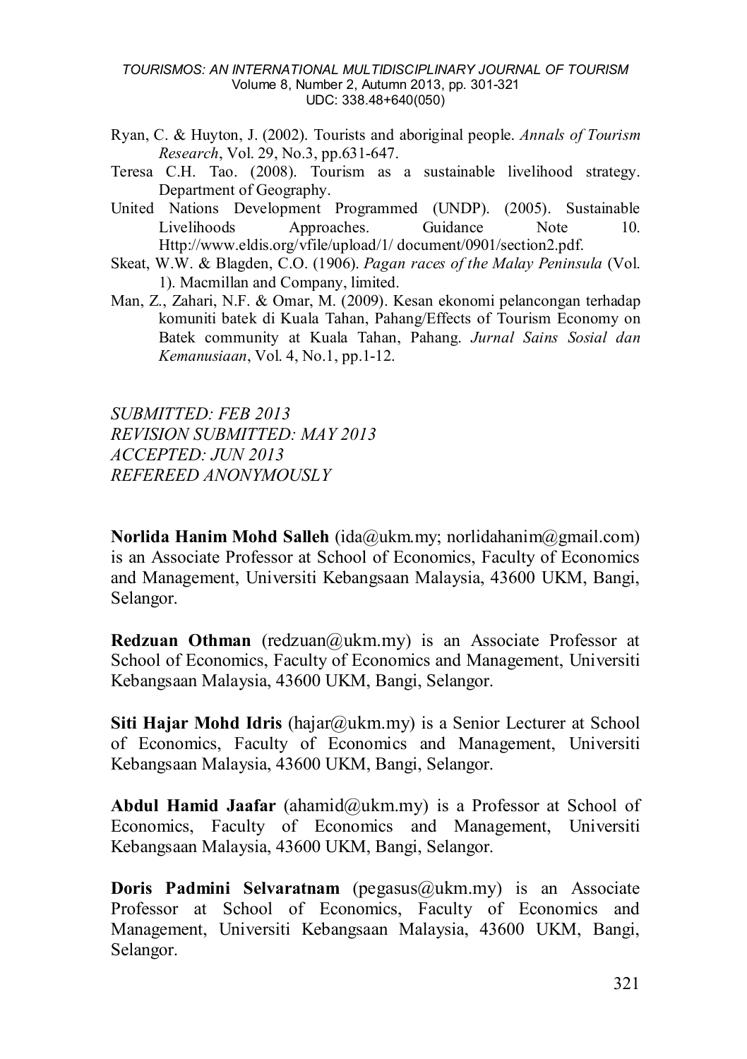Ryan, C. & Huyton, J. (2002). Tourists and aboriginal people. *Annals of Tourism Research*, Vol. 29, No.3, pp.631-647.

Teresa C.H. Tao. (2008). Tourism as a sustainable livelihood strategy. Department of Geography.

United Nations Development Programmed (UNDP). (2005). Sustainable Livelihoods Approaches. Guidance Note 10. Http://www.eldis.org/vfile/upload/1/ document/0901/section2.pdf.

Skeat, W.W. & Blagden, C.O. (1906). *Pagan races of the Malay Peninsula* (Vol. 1). Macmillan and Company, limited.

Man, Z., Zahari, N.F. & Omar, M. (2009). Kesan ekonomi pelancongan terhadap komuniti batek di Kuala Tahan, Pahang/Effects of Tourism Economy on Batek community at Kuala Tahan, Pahang. *Jurnal Sains Sosial dan Kemanusiaan*, Vol. 4, No.1, pp.1-12.

*SUBMITTED: FEB 2013*
*REVISION SUBMITTED: MAY 2013*
*ACCEPTED: JUN 2013*
*REFEREED ANONYMOUSLY*

**Norlida Hanim Mohd Salleh** (ida@ukm.my; norlidahanim@gmail.com) is an Associate Professor at School of Economics, Faculty of Economics and Management, Universiti Kebangsaan Malaysia, 43600 UKM, Bangi, Selangor.

**Redzuan Othman** (redzuan@ukm.my) is an Associate Professor at School of Economics, Faculty of Economics and Management, Universiti Kebangsaan Malaysia, 43600 UKM, Bangi, Selangor.

**Siti Hajar Mohd Idris** (hajar@ukm.my) is a Senior Lecturer at School of Economics, Faculty of Economics and Management, Universiti Kebangsaan Malaysia, 43600 UKM, Bangi, Selangor.

**Abdul Hamid Jaafar** (ahamid@ukm.my) is a Professor at School of Economics, Faculty of Economics and Management, Universiti Kebangsaan Malaysia, 43600 UKM, Bangi, Selangor.

**Doris Padmini Selvaratnam** (pegasus@ukm.my) is an Associate Professor at School of Economics, Faculty of Economics and Management, Universiti Kebangsaan Malaysia, 43600 UKM, Bangi, Selangor.